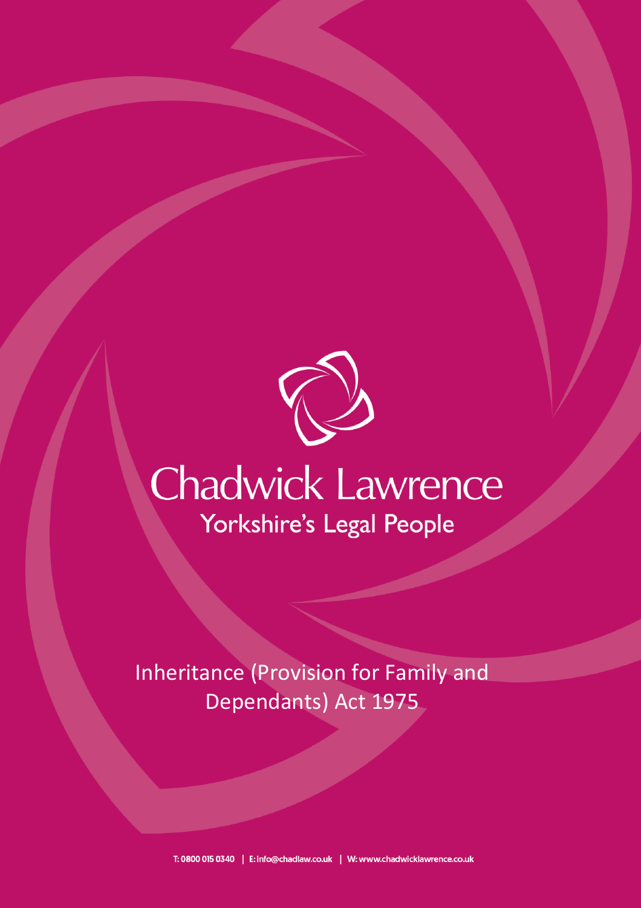# Chadwick Lawrence

Yorkshire's Legal People

# Inheritance (Provision for Family and Dependants) Act 1975

T: 0800 015 0340 | E: info@chadlaw.co.uk | W: www.chadwicklawrence.co.uk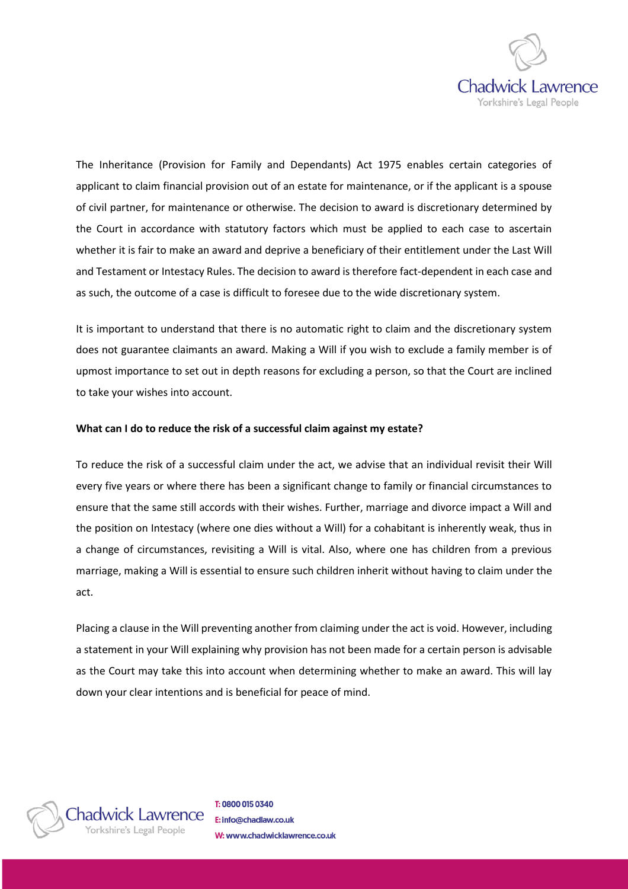The Inheritance (Provision for Family and Dependants) Act 1975 enables certain categories of applicant to claim financial provision out of an estate for maintenance, or if the applicant is a spouse of civil partner, for maintenance or otherwise. The decision to award is discretionary determined by the Court in accordance with statutory factors which must be applied to each case to ascertain whether it is fair to make an award and deprive a beneficiary of their entitlement under the Last Will and Testament or Intestacy Rules. The decision to award is therefore fact-dependent in each case and as such, the outcome of a case is difficult to foresee due to the wide discretionary system.

It is important to understand that there is no automatic right to claim and the discretionary system does not guarantee claimants an award. Making a Will if you wish to exclude a family member is of upmost importance to set out in depth reasons for excluding a person, so that the Court are inclined to take your wishes into account.

**What can I do to reduce the risk of a successful claim against my estate?**

To reduce the risk of a successful claim under the act, we advise that an individual revisit their Will every five years or where there has been a significant change to family or financial circumstances to ensure that the same still accords with their wishes. Further, marriage and divorce impact a Will and the position on Intestacy (where one dies without a Will) for a cohabitant is inherently weak, thus in a change of circumstances, revisiting a Will is vital. Also, where one has children from a previous marriage, making a Will is essential to ensure such children inherit without having to claim under the act.

Placing a clause in the Will preventing another from claiming under the act is void. However, including a statement in your Will explaining why provision has not been made for a certain person is advisable as the Court may take this into account when determining whether to make an award. This will lay down your clear intentions and is beneficial for peace of mind.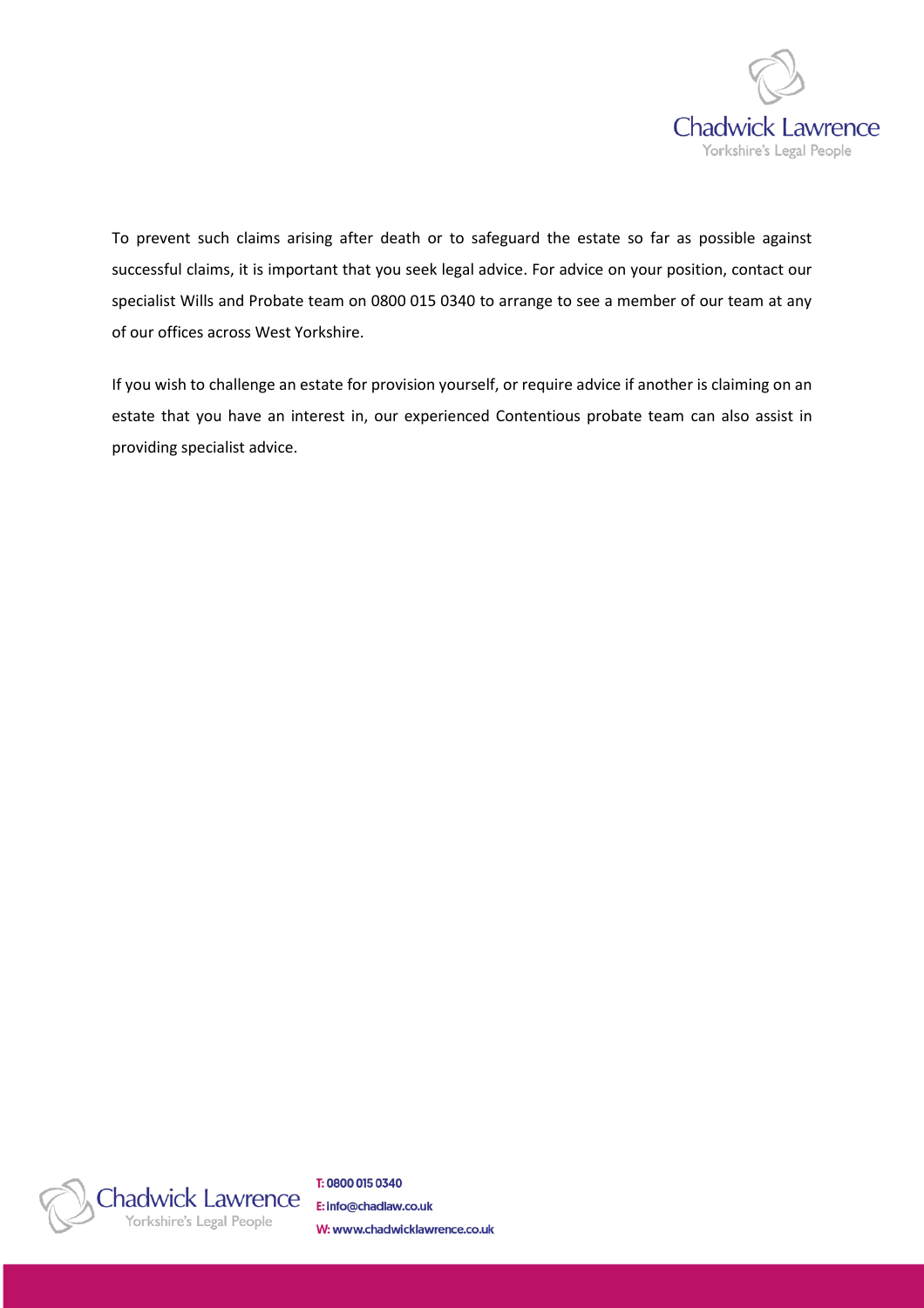To prevent such claims arising after death or to safeguard the estate so far as possible against successful claims, it is important that you seek legal advice. For advice on your position, contact our specialist Wills and Probate team on 0800 015 0340 to arrange to see a member of our team at any of our offices across West Yorkshire.

If you wish to challenge an estate for provision yourself, or require advice if another is claiming on an estate that you have an interest in, our experienced Contentious probate team can also assist in providing specialist advice.